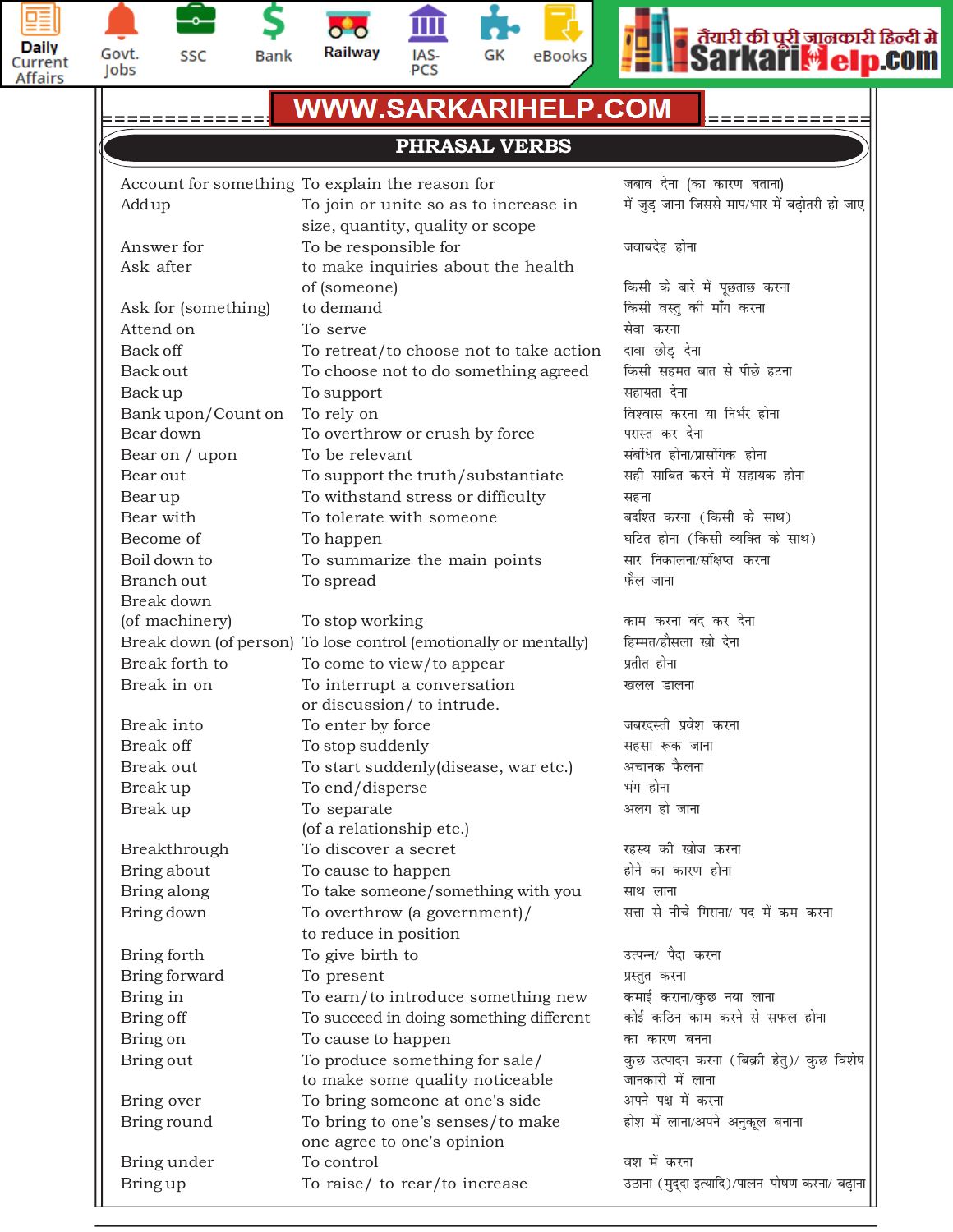# WWW.SARKARIHELP.COM

## PHRASAL VERBS

| Phrasal Verb | Meaning | Hindi Meaning |
|---|---|---|
| Account for something | To explain the reason for | जबाव देना (का कारण बताना) |
| Add up | To join or unite so as to increase in size, quantity, quality or scope | में जुड़ जाना जिससे माप/भार में बढ़ोतरी हो जाए |
| Answer for | To be responsible for | जवाबदेह होना |
| Ask after | to make inquiries about the health of (someone) | किसी के बारे में पूछताछ करना |
| Ask for (something) | to demand | किसी वस्तु की माँग करना |
| Attend on | To serve | सेवा करना |
| Back off | To retreat/to choose not to take action | दावा छोड़ देना |
| Back out | To choose not to do something agreed | किसी सहमत बात से पीछे हटना |
| Back up | To support | सहायता देना |
| Bank upon/Count on | To rely on | विश्वास करना या निर्भर होना |
| Bear down | To overthrow or crush by force | परास्त कर देना |
| Bear on / upon | To be relevant | संबंधित होना/प्रासंगिक होना |
| Bear out | To support the truth/substantiate | सही साबित करने में सहायक होना |
| Bear up | To withstand stress or difficulty | सहना |
| Bear with | To tolerate with someone | बर्दाश्त करना (किसी के साथ) |
| Become of | To happen | घटित होना (किसी व्यक्ति के साथ) |
| Boil down to | To summarize the main points | सार निकालना/संक्षिप्त करना |
| Branch out | To spread | फैल जाना |
| Break down (of machinery) | To stop working | काम करना बंद कर देना |
| Break down (of person) | To lose control (emotionally or mentally) | हिम्मत/हौसला खो देना |
| Break forth to | To come to view/to appear | प्रतीत होना |
| Break in on | To interrupt a conversation or discussion/ to intrude. | खलल डालना |
| Break into | To enter by force | जबरदस्ती प्रवेश करना |
| Break off | To stop suddenly | सहसा रूक जाना |
| Break out | To start suddenly(disease, war etc.) | अचानक फैलना |
| Break up | To end/disperse | भंग होना |
| Break up | To separate (of a relationship etc.) | अलग हो जाना |
| Breakthrough | To discover a secret | रहस्य की खोज करना |
| Bring about | To cause to happen | होने का कारण होना |
| Bring along | To take someone/something with you | साथ लाना |
| Bring down | To overthrow (a government)/ to reduce in position | सत्ता से नीचे गिराना/ पद में कम करना |
| Bring forth | To give birth to | उत्पन्न/ पैदा करना |
| Bring forward | To present | प्रस्तुत करना |
| Bring in | To earn/to introduce something new | कमाई कराना/कुछ नया लाना |
| Bring off | To succeed in doing something different | कोई कठिन काम करने से सफल होना |
| Bring on | To cause to happen | का कारण बनना |
| Bring out | To produce something for sale/ to make some quality noticeable | कुछ उत्पादन करना (बिक्री हेतु)/ कुछ विशेष जानकारी में लाना |
| Bring over | To bring someone at one's side | अपने पक्ष में करना |
| Bring round | To bring to one's senses/to make one agree to one's opinion | होश में लाना/अपने अनुकूल बनाना |
| Bring under | To control | वश में करना |
| Bring up | To raise/ to rear/to increase | उठाना (मुद्दा इत्यादि)/पालन-पोषण करना/ बढ़ाना |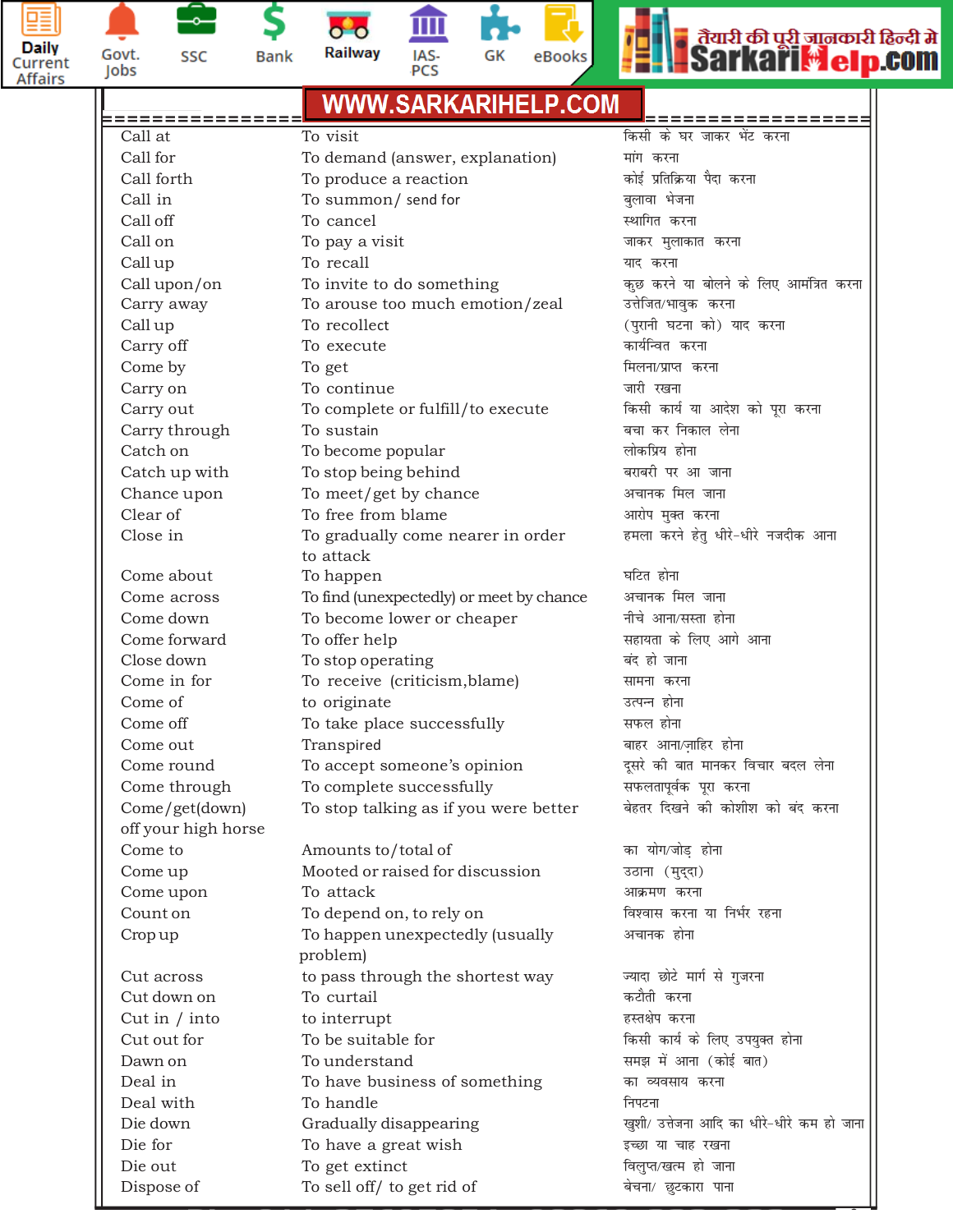WWW.SARKARIHELP.COM

| Phrasal Verb | Meaning | Hindi |
|---|---|---|
| Call at | To visit | किसी के घर जाकर भेंट करना |
| Call for | To demand (answer, explanation) | मांग करना |
| Call forth | To produce a reaction | कोई प्रतिक्रिया पैदा करना |
| Call in | To summon/ send for | बुलावा भेजना |
| Call off | To cancel | स्थागित करना |
| Call on | To pay a visit | जाकर मुलाकात करना |
| Call up | To recall | याद करना |
| Call upon/on | To invite to do something | कुछ करने या बोलने के लिए आमंत्रित करना |
| Carry away | To arouse too much emotion/zeal | उत्तेजित/भावुक करना |
| Call up | To recollect | (पुरानी घटना को) याद करना |
| Carry off | To execute | कार्यन्वित करना |
| Come by | To get | मिलना/प्राप्त करना |
| Carry on | To continue | जारी रखना |
| Carry out | To complete or fulfill/to execute | किसी कार्य या आदेश को पूरा करना |
| Carry through | To sustain | बचा कर निकाल लेना |
| Catch on | To become popular | लोकप्रिय होना |
| Catch up with | To stop being behind | बराबरी पर आ जाना |
| Chance upon | To meet/get by chance | अचानक मिल जाना |
| Clear of | To free from blame | आरोप मुक्त करना |
| Close in | To gradually come nearer in order to attack | हमला करने हेतु धीरे-धीरे नजदीक आना |
| Come about | To happen | घटित होना |
| Come across | To find (unexpectedly) or meet by chance | अचानक मिल जाना |
| Come down | To become lower or cheaper | नीचे आना/सस्ता होना |
| Come forward | To offer help | सहायता के लिए आगे आना |
| Close down | To stop operating | बंद हो जाना |
| Come in for | To receive (criticism,blame) | सामना करना |
| Come of | to originate | उत्पन्न होना |
| Come off | To take place successfully | सफल होना |
| Come out | Transpired | बाहर आना/ज़ाहिर होना |
| Come round | To accept someone's opinion | दूसरे की बात मानकर विचार बदल लेना |
| Come through | To complete successfully | सफलतापूर्वक पूरा करना |
| Come/get(down) off your high horse | To stop talking as if you were better | बेहतर दिखने की कोशीश को बंद करना |
| Come to | Amounts to/total of | का योग/जोड़ होना |
| Come up | Mooted or raised for discussion | उठाना (मुद्दा) |
| Come upon | To attack | आक्रमण करना |
| Count on | To depend on, to rely on | विश्वास करना या निर्भर रहना |
| Crop up | To happen unexpectedly (usually problem) | अचानक होना |
| Cut across | to pass through the shortest way | ज्यादा छोटे मार्ग से गुजरना |
| Cut down on | To curtail | कटौती करना |
| Cut in / into | to interrupt | हस्तक्षेप करना |
| Cut out for | To be suitable for | किसी कार्य के लिए उपयुक्त होना |
| Dawn on | To understand | समझ में आना (कोई बात) |
| Deal in | To have business of something | का व्यवसाय करना |
| Deal with | To handle | निपटना |
| Die down | Gradually disappearing | खुशी/ उत्तेजना आदि का धीरे-धीरे कम हो जाना |
| Die for | To have a great wish | इच्छा या चाह रखना |
| Die out | To get extinct | विलुप्त/खत्म हो जाना |
| Dispose of | To sell off/ to get rid of | बेचना/ छुटकारा पाना |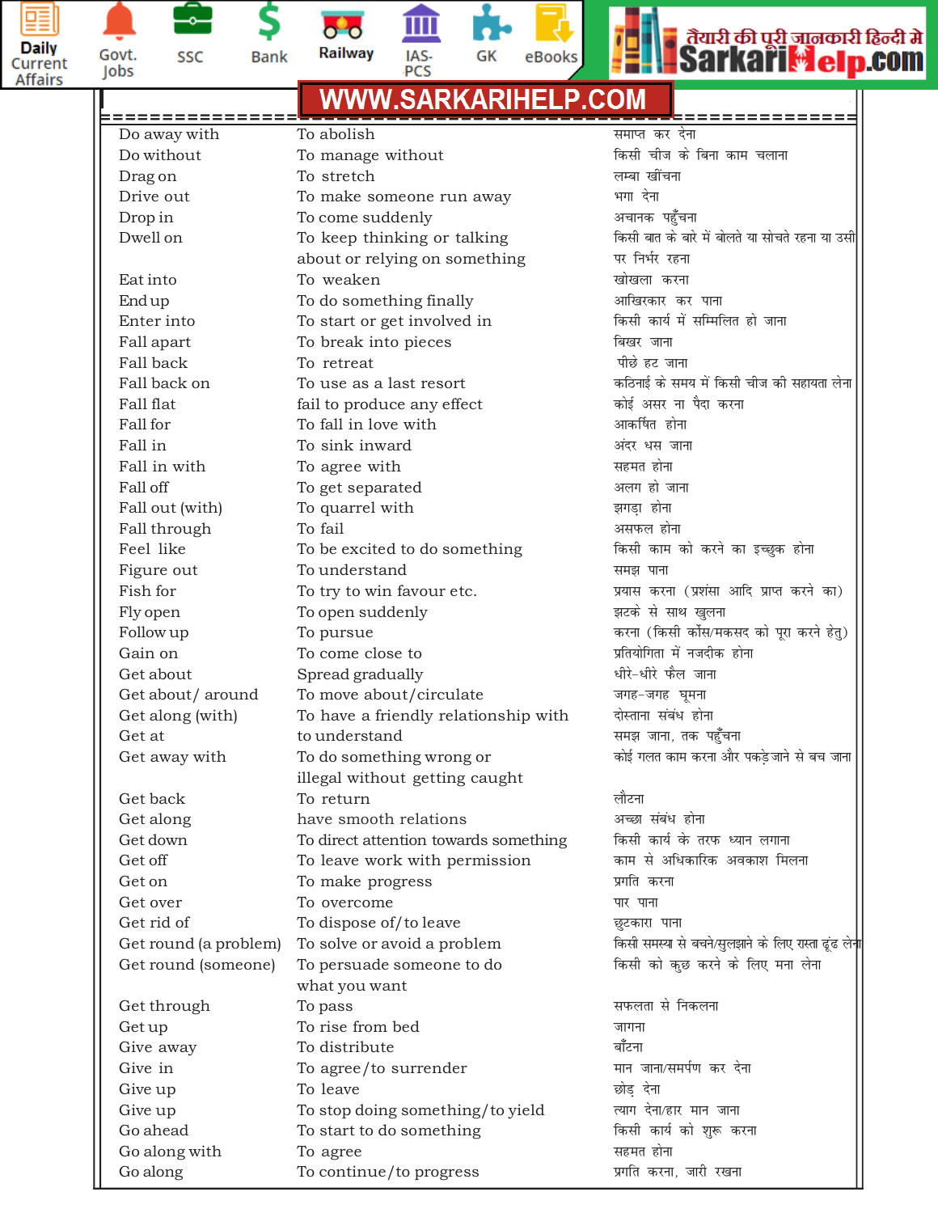| | | |
|---|---|---|
| Do away with | To abolish | समाप्त कर देना |
| Do without | To manage without | किसी चीज के बिना काम चलाना |
| Drag on | To stretch | लम्बा खींचना |
| Drive out | To make someone run away | भगा देना |
| Drop in | To come suddenly | अचानक पहुँचना |
| Dwell on | To keep thinking or talking about or relying on something | किसी बात के बारे में बोलते या सोचते रहना या उसी पर निर्भर रहना |
| Eat into | To weaken | खोखला करना |
| End up | To do something finally | आखिरकार कर पाना |
| Enter into | To start or get involved in | किसी कार्य में सम्मिलित हो जाना |
| Fall apart | To break into pieces | बिखर जाना |
| Fall back | To retreat | पीछे हट जाना |
| Fall back on | To use as a last resort | कठिनाई के समय में किसी चीज की सहायता लेना |
| Fall flat | fail to produce any effect | कोई असर ना पैदा करना |
| Fall for | To fall in love with | आकर्षित होना |
| Fall in | To sink inward | अंदर धस जाना |
| Fall in with | To agree with | सहमत होना |
| Fall off | To get separated | अलग हो जाना |
| Fall out (with) | To quarrel with | झगड़ा होना |
| Fall through | To fail | असफल होना |
| Feel like | To be excited to do something | किसी काम को करने का इच्छुक होना |
| Figure out | To understand | समझ पाना |
| Fish for | To try to win favour etc. | प्रयास करना (प्रशंसा आदि प्राप्त करने का) |
| Fly open | To open suddenly | झटके से साथ खुलना |
| Follow up | To pursue | करना (किसी कोर्स/मकसद को पूरा करने हेतु) |
| Gain on | To come close to | प्रतियोगिता में नजदीक होना |
| Get about | Spread gradually | धीरे-धीरे फैल जाना |
| Get about/ around | To move about/circulate | जगह-जगह घूमना |
| Get along (with) | To have a friendly relationship with | दोस्ताना संबंध होना |
| Get at | to understand | समझ जाना, तक पहुँचना |
| Get away with | To do something wrong or illegal without getting caught | कोई गलत काम करना और पकड़े जाने से बच जाना |
| Get back | To return | लौटना |
| Get along | have smooth relations | अच्छा संबंध होना |
| Get down | To direct attention towards something | किसी कार्य के तरफ ध्यान लगाना |
| Get off | To leave work with permission | काम से अधिकारिक अवकाश मिलना |
| Get on | To make progress | प्रगति करना |
| Get over | To overcome | पार पाना |
| Get rid of | To dispose of/to leave | छुटकारा पाना |
| Get round (a problem) | To solve or avoid a problem | किसी समस्या से बचने/सुलझाने के लिए रास्ता ढूंढ लेना |
| Get round (someone) | To persuade someone to do what you want | किसी को कुछ करने के लिए मना लेना |
| Get through | To pass | सफलता से निकलना |
| Get up | To rise from bed | जागना |
| Give away | To distribute | बाँटना |
| Give in | To agree/to surrender | मान जाना/समर्पण कर देना |
| Give up | To leave | छोड़ देना |
| Give up | To stop doing something/to yield | त्याग देना/हार मान जाना |
| Go ahead | To start to do something | किसी कार्य को शुरू करना |
| Go along with | To agree | सहमत होना |
| Go along | To continue/to progress | प्रगति करना, जारी रखना |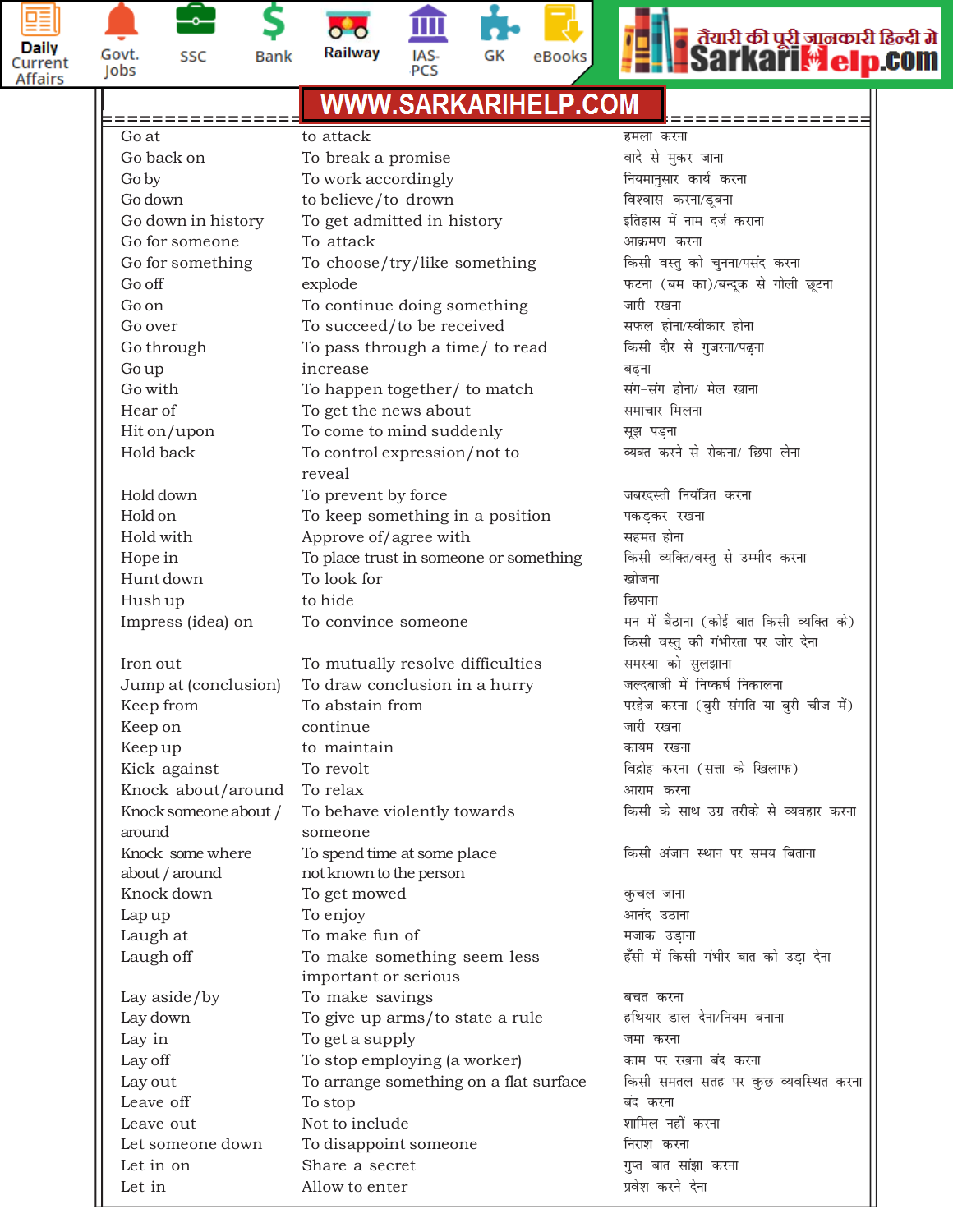| | | |
|---|---|---|
| Go at | to attack | हमला करना |
| Go back on | To break a promise | वादे से मुकर जाना |
| Go by | To work accordingly | नियमानुसार कार्य करना |
| Go down | to believe/to drown | विश्वास करना/डूबना |
| Go down in history | To get admitted in history | इतिहास में नाम दर्ज कराना |
| Go for someone | To attack | आक्रमण करना |
| Go for something | To choose/try/like something | किसी वस्तु को चुनना/पसंद करना |
| Go off | explode | फटना (बम का)/बन्दूक से गोली छूटना |
| Go on | To continue doing something | जारी रखना |
| Go over | To succeed/to be received | सफल होना/स्वीकार होना |
| Go through | To pass through a time/ to read | किसी दौर से गुजरना/पढ़ना |
| Go up | increase | बढ़ना |
| Go with | To happen together/ to match | संग-संग होना/ मेल खाना |
| Hear of | To get the news about | समाचार मिलना |
| Hit on/upon | To come to mind suddenly | सूझ पड़ना |
| Hold back | To control expression/not to reveal | व्यक्त करने से रोकना/ छिपा लेना |
| Hold down | To prevent by force | जबरदस्ती नियंत्रित करना |
| Hold on | To keep something in a position | पकड़कर रखना |
| Hold with | Approve of/agree with | सहमत होना |
| Hope in | To place trust in someone or something | किसी व्यक्ति/वस्तु से उम्मीद करना |
| Hunt down | To look for | खोजना |
| Hush up | to hide | छिपाना |
| Impress (idea) on | To convince someone | मन में बैठाना (कोई बात किसी व्यक्ति के) किसी वस्तु की गंभीरता पर जोर देना |
| Iron out | To mutually resolve difficulties | समस्या को सुलझाना |
| Jump at (conclusion) | To draw conclusion in a hurry | जल्दबाजी में निष्कर्ष निकालना |
| Keep from | To abstain from | परहेज करना (बुरी संगति या बुरी चीज में) |
| Keep on | continue | जारी रखना |
| Keep up | to maintain | कायम रखना |
| Kick against | To revolt | विद्रोह करना (सत्ता के खिलाफ) |
| Knock about/around | To relax | आराम करना |
| Knock someone about / around | To behave violently towards someone | किसी के साथ उग्र तरीके से व्यवहार करना |
| Knock some where about / around | To spend time at some place not known to the person | किसी अंजान स्थान पर समय बिताना |
| Knock down | To get mowed | कुचल जाना |
| Lap up | To enjoy | आनंद उठाना |
| Laugh at | To make fun of | मजाक उड़ाना |
| Laugh off | To make something seem less important or serious | हँसी में किसी गंभीर बात को उड़ा देना |
| Lay aside/by | To make savings | बचत करना |
| Lay down | To give up arms/to state a rule | हथियार डाल देना/नियम बनाना |
| Lay in | To get a supply | जमा करना |
| Lay off | To stop employing (a worker) | काम पर रखना बंद करना |
| Lay out | To arrange something on a flat surface | किसी समतल सतह पर कुछ व्यवस्थित करना |
| Leave off | To stop | बंद करना |
| Leave out | Not to include | शामिल नहीं करना |
| Let someone down | To disappoint someone | निराश करना |
| Let in on | Share a secret | गुप्त बात सांझा करना |
| Let in | Allow to enter | प्रवेश करने देना |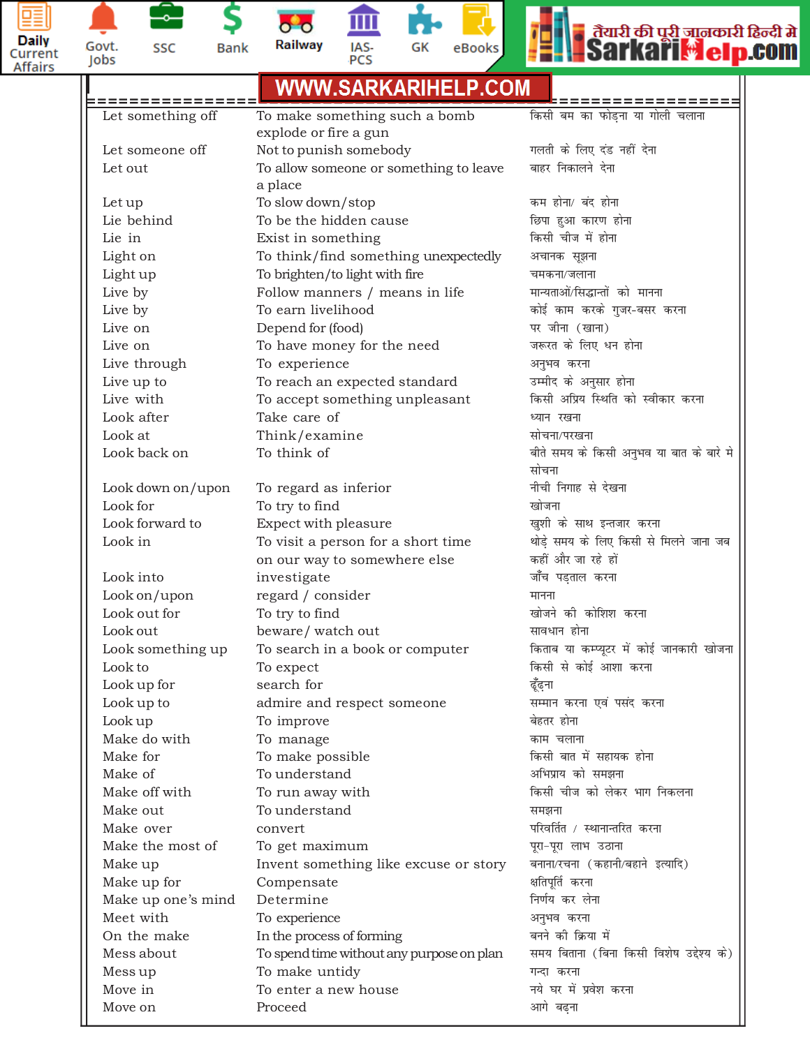| | | |
|---|---|---|
| Let something off | To make something such a bomb explode or fire a gun | किसी बम का फोड़ना या गोली चलाना |
| Let someone off | Not to punish somebody | गलती के लिए दंड नहीं देना |
| Let out | To allow someone or something to leave a place | बाहर निकालने देना |
| Let up | To slow down/stop | कम होना/ बंद होना |
| Lie behind | To be the hidden cause | छिपा हुआ कारण होना |
| Lie in | Exist in something | किसी चीज में होना |
| Light on | To think/find something unexpectedly | अचानक सूझना |
| Light up | To brighten/to light with fire | चमकना/जलाना |
| Live by | Follow manners / means in life | मान्यताओं/सिद्धान्तों को मानना |
| Live by | To earn livelihood | कोई काम करके गुजर-बसर करना |
| Live on | Depend for (food) | पर जीना (खाना) |
| Live on | To have money for the need | जरूरत के लिए धन होना |
| Live through | To experience | अनुभव करना |
| Live up to | To reach an expected standard | उम्मीद के अनुसार होना |
| Live with | To accept something unpleasant | किसी अप्रिय स्थिति को स्वीकार करना |
| Look after | Take care of | ध्यान रखना |
| Look at | Think/examine | सोचना/परखना |
| Look back on | To think of | बीते समय के किसी अनुभव या बात के बारे मे सोचना |
| Look down on/upon | To regard as inferior | नीची निगाह से देखना |
| Look for | To try to find | खोजना |
| Look forward to | Expect with pleasure | खुशी के साथ इन्तजार करना |
| Look in | To visit a person for a short time on our way to somewhere else | थोड़े समय के लिए किसी से मिलने जाना जब कहीं और जा रहे हों |
| Look into | investigate | जाँच पड़ताल करना |
| Look on/upon | regard / consider | मानना |
| Look out for | To try to find | खोजने की कोशिश करना |
| Look out | beware/ watch out | सावधान होना |
| Look something up | To search in a book or computer | किताब या कम्प्यूटर में कोई जानकारी खोजना |
| Look to | To expect | किसी से कोई आशा करना |
| Look up for | search for | ढूँढ़ना |
| Look up to | admire and respect someone | सम्मान करना एवं पसंद करना |
| Look up | To improve | बेहतर होना |
| Make do with | To manage | काम चलाना |
| Make for | To make possible | किसी बात में सहायक होना |
| Make of | To understand | अभिप्राय को समझना |
| Make off with | To run away with | किसी चीज को लेकर भाग निकलना |
| Make out | To understand | समझना |
| Make over | convert | परिवर्तित / स्थानान्तरित करना |
| Make the most of | To get maximum | पूरा-पूरा लाभ उठाना |
| Make up | Invent something like excuse or story | बनाना/रचना (कहानी/बहाने इत्यादि) |
| Make up for | Compensate | क्षतिपूर्ति करना |
| Make up one's mind | Determine | निर्णय कर लेना |
| Meet with | To experience | अनुभव करना |
| On the make | In the process of forming | बनने की क्रिया में |
| Mess about | To spend time without any purpose on plan | समय बिताना (बिना किसी विशेष उद्देश्य के) |
| Mess up | To make untidy | गन्दा करना |
| Move in | To enter a new house | नये घर में प्रवेश करना |
| Move on | Proceed | आगे बढ़ना |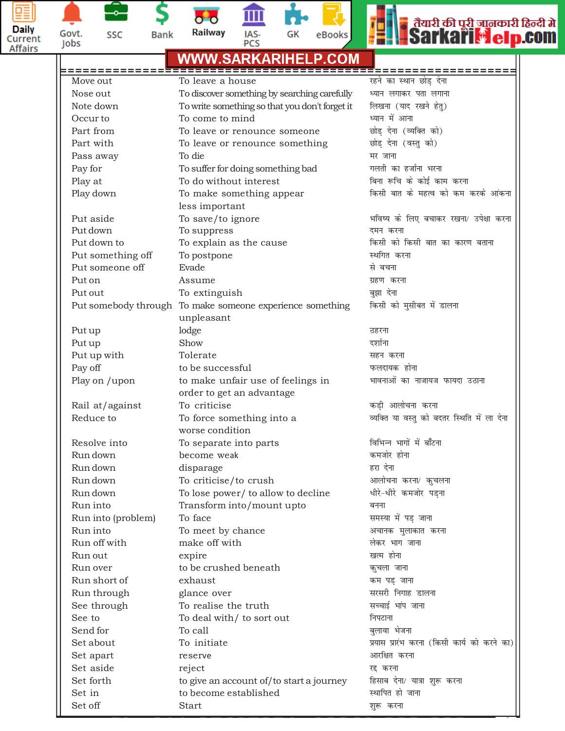| | | |
|---|---|---|
| Move out | To leave a house | रहने का स्थान छोड़ देना |
| Nose out | To discover something by searching carefully | ध्यान लगाकर पता लगाना |
| Note down | To write something so that you don't forget it | लिखना (याद रखने हेतु) |
| Occur to | To come to mind | ध्यान में आना |
| Part from | To leave or renounce someone | छोड़ देना (व्यक्ति को) |
| Part with | To leave or renounce something | छोड़ देना (वस्तु को) |
| Pass away | To die | मर जाना |
| Pay for | To suffer for doing something bad | गलती का हर्जाना भरना |
| Play at | To do without interest | बिना रूचि के कोई काम करना |
| Play down | To make something appear less important | किसी बात के महत्व को कम करके आंकना |
| Put aside | To save/to ignore | भविष्य के लिए बचाकर रखना/ उपेक्षा करना |
| Put down | To suppress | दमन करना |
| Put down to | To explain as the cause | किसी को किसी बात का कारण बताना |
| Put something off | To postpone | स्थगित करना |
| Put someone off | Evade | से बचना |
| Put on | Assume | ग्रहण करना |
| Put out | To extinguish | बुझा देना |
| Put somebody through | To make someone experience something unpleasant | किसी को मुसीबत में डालना |
| Put up | lodge | ठहरना |
| Put up | Show | दर्शाना |
| Put up with | Tolerate | सहन करना |
| Pay off | to be successful | फलदायक होना |
| Play on /upon | to make unfair use of feelings in order to get an advantage | भावनाओं का नाजायज फायदा उठाना |
| Rail at/against | To criticise | कड़ी आलोचना करना |
| Reduce to | To force something into a worse condition | व्यक्ति या वस्तु को बदतर स्थिति में ला देना |
| Resolve into | To separate into parts | विभिन्न भागों में बाँटना |
| Run down | become weak | कमजोर होना |
| Run down | disparage | हरा देना |
| Run down | To criticise/to crush | आलोचना करना/ कुचलना |
| Run down | To lose power/ to allow to decline | धीरे-धीरे कमजोर पड़ना |
| Run into | Transform into/mount upto | बनना |
| Run into (problem) | To face | समस्या में पड़ जाना |
| Run into | To meet by chance | अचानक मुलाकात करना |
| Run off with | make off with | लेकर भाग जाना |
| Run out | expire | खत्म होना |
| Run over | to be crushed beneath | कुचला जाना |
| Run short of | exhaust | कम पड़ जाना |
| Run through | glance over | सरसरी निगाह डालना |
| See through | To realise the truth | सच्चाई भांप जाना |
| See to | To deal with/ to sort out | निपटाना |
| Send for | To call | बुलावा भेजना |
| Set about | To initiate | प्रयास प्रारंभ करना (किसी कार्य को करने का) |
| Set apart | reserve | आरक्षित करना |
| Set aside | reject | रद्द करना |
| Set forth | to give an account of/to start a journey | हिसाब देना/ यात्रा शुरू करना |
| Set in | to become established | स्थापित हो जाना |
| Set off | Start | शुरू करना |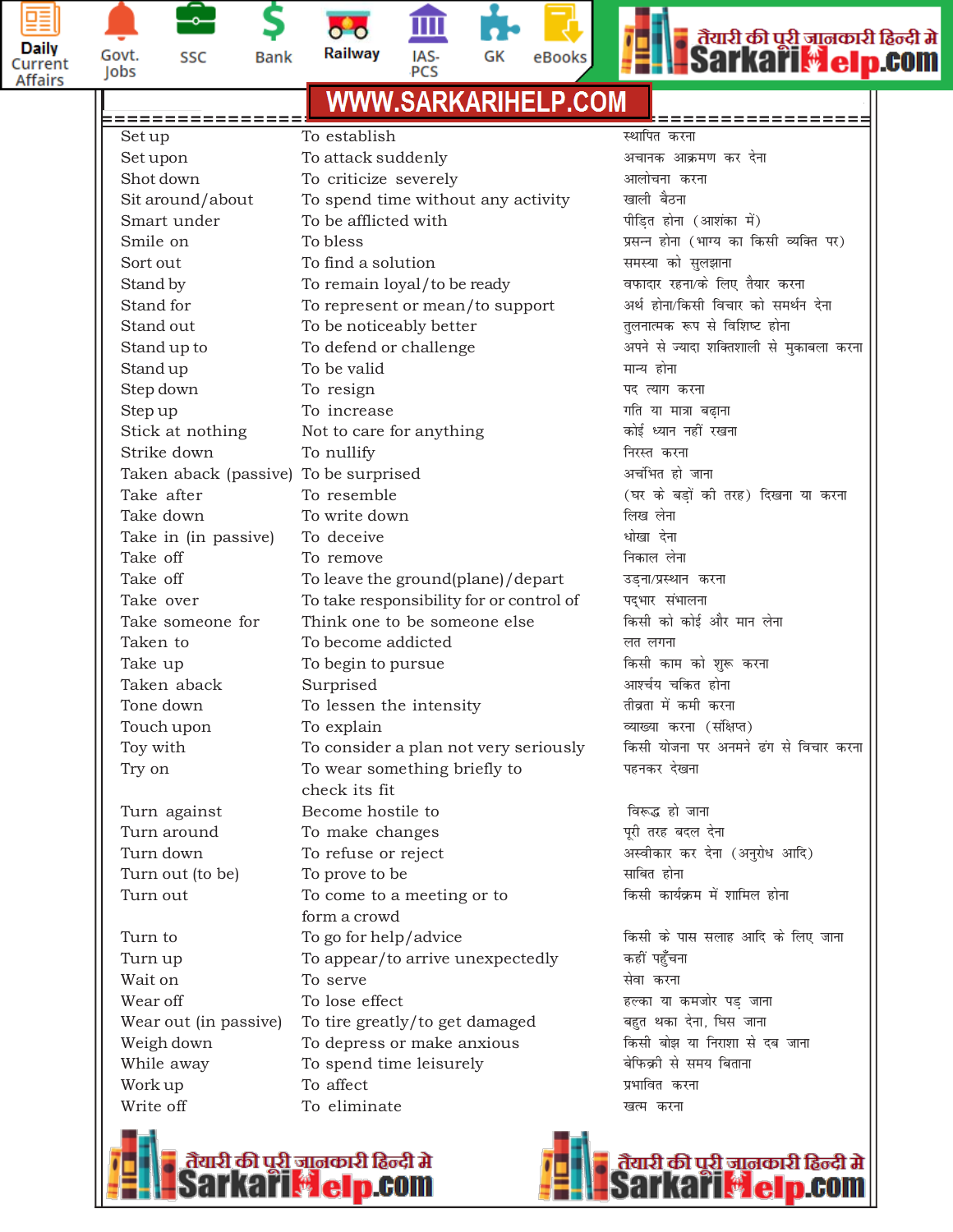| | | |
|---|---|---|
| Set up | To establish | स्थापित करना |
| Set upon | To attack suddenly | अचानक आक्रमण कर देना |
| Shot down | To criticize severely | आलोचना करना |
| Sit around/about | To spend time without any activity | खाली बैठना |
| Smart under | To be afflicted with | पीड़ित होना (आशंका में) |
| Smile on | To bless | प्रसन्न होना (भाग्य का किसी व्यक्ति पर) |
| Sort out | To find a solution | समस्या को सुलझाना |
| Stand by | To remain loyal/to be ready | वफादार रहना/के लिए तैयार करना |
| Stand for | To represent or mean/to support | अर्थ होना/किसी विचार को समर्थन देना |
| Stand out | To be noticeably better | तुलनात्मक रूप से विशिष्ट होना |
| Stand up to | To defend or challenge | अपने से ज्यादा शक्तिशाली से मुकाबला करना |
| Stand up | To be valid | मान्य होना |
| Step down | To resign | पद त्याग करना |
| Step up | To increase | गति या मात्रा बढ़ाना |
| Stick at nothing | Not to care for anything | कोई ध्यान नहीं रखना |
| Strike down | To nullify | निरस्त करना |
| Taken aback (passive) | To be surprised | अचंभित हो जाना |
| Take after | To resemble | (घर के बड़ों की तरह) दिखना या करना |
| Take down | To write down | लिख लेना |
| Take in (in passive) | To deceive | धोखा देना |
| Take off | To remove | निकाल लेना |
| Take off | To leave the ground(plane)/depart | उड़ना/प्रस्थान करना |
| Take over | To take responsibility for or control of | पद्भार संभालना |
| Take someone for | Think one to be someone else | किसी को कोई और मान लेना |
| Taken to | To become addicted | लत लगना |
| Take up | To begin to pursue | किसी काम को शुरू करना |
| Taken aback | Surprised | आश्चर्य चकित होना |
| Tone down | To lessen the intensity | तीव्रता में कमी करना |
| Touch upon | To explain | व्याख्या करना (संक्षिप्त) |
| Toy with | To consider a plan not very seriously | किसी योजना पर अनमने ढंग से विचार करना |
| Try on | To wear something briefly to check its fit | पहनकर देखना |
| Turn against | Become hostile to | विरुद्ध हो जाना |
| Turn around | To make changes | पूरी तरह बदल देना |
| Turn down | To refuse or reject | अस्वीकार कर देना (अनुरोध आदि) |
| Turn out (to be) | To prove to be | साबित होना |
| Turn out | To come to a meeting or to form a crowd | किसी कार्यक्रम में शामिल होना |
| Turn to | To go for help/advice | किसी के पास सलाह आदि के लिए जाना |
| Turn up | To appear/to arrive unexpectedly | कहीं पहुँचना |
| Wait on | To serve | सेवा करना |
| Wear off | To lose effect | हल्का या कमजोर पड़ जाना |
| Wear out (in passive) | To tire greatly/to get damaged | बहुत थका देना, घिस जाना |
| Weigh down | To depress or make anxious | किसी बोझ या निराशा से दब जाना |
| While away | To spend time leisurely | बेफिक्री से समय बिताना |
| Work up | To affect | प्रभावित करना |
| Write off | To eliminate | खत्म करना |